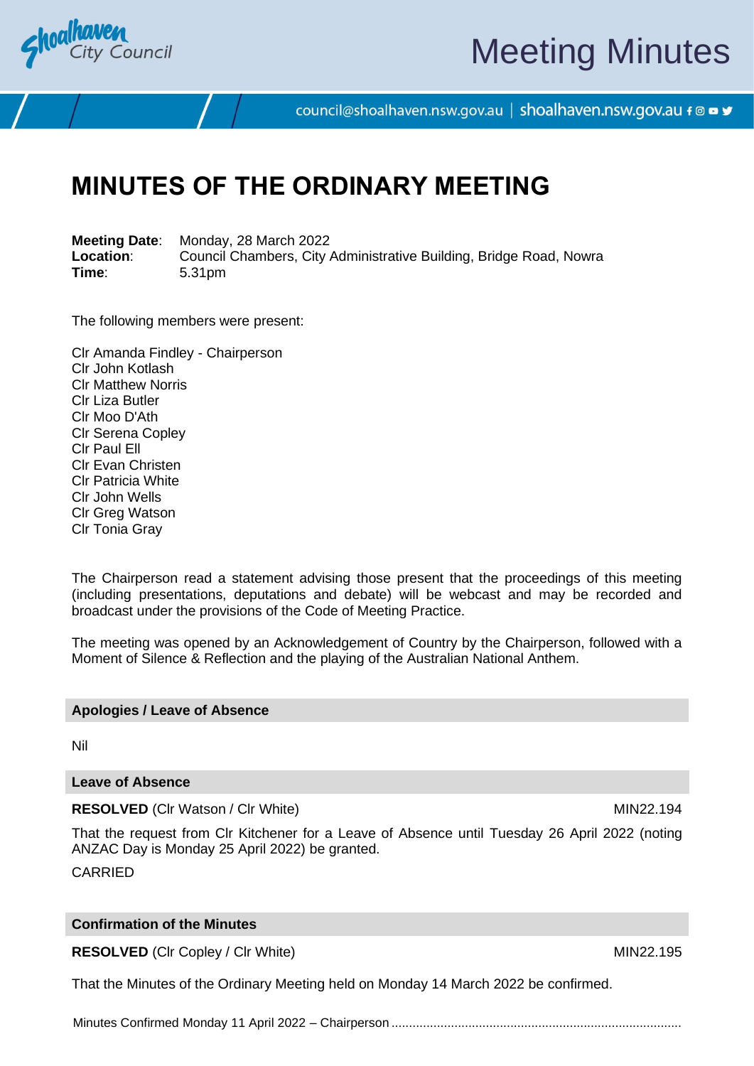# MINUTES OF THE ORDINARY MEETING

**Meeting Date**: Monday, 28 March 2022
**Location**: Council Chambers, City Administrative Building, Bridge Road, Nowra
**Time**: 5.31pm

The following members were present:

Clr Amanda Findley - Chairperson
Clr John Kotlash
Clr Matthew Norris
Clr Liza Butler
Clr Moo D'Ath
Clr Serena Copley
Clr Paul Ell
Clr Evan Christen
Clr Patricia White
Clr John Wells
Clr Greg Watson
Clr Tonia Gray

The Chairperson read a statement advising those present that the proceedings of this meeting (including presentations, deputations and debate) will be webcast and may be recorded and broadcast under the provisions of the Code of Meeting Practice.

The meeting was opened by an Acknowledgement of Country by the Chairperson, followed with a Moment of Silence & Reflection and the playing of the Australian National Anthem.

## Apologies / Leave of Absence

Nil

## Leave of Absence

**RESOLVED** (Clr Watson / Clr White) MIN22.194

That the request from Clr Kitchener for a Leave of Absence until Tuesday 26 April 2022 (noting ANZAC Day is Monday 25 April 2022) be granted.

CARRIED

## Confirmation of the Minutes

**RESOLVED** (Clr Copley / Clr White) MIN22.195

That the Minutes of the Ordinary Meeting held on Monday 14 March 2022 be confirmed.

Minutes Confirmed Monday 11 April 2022 – Chairperson ..................................................................................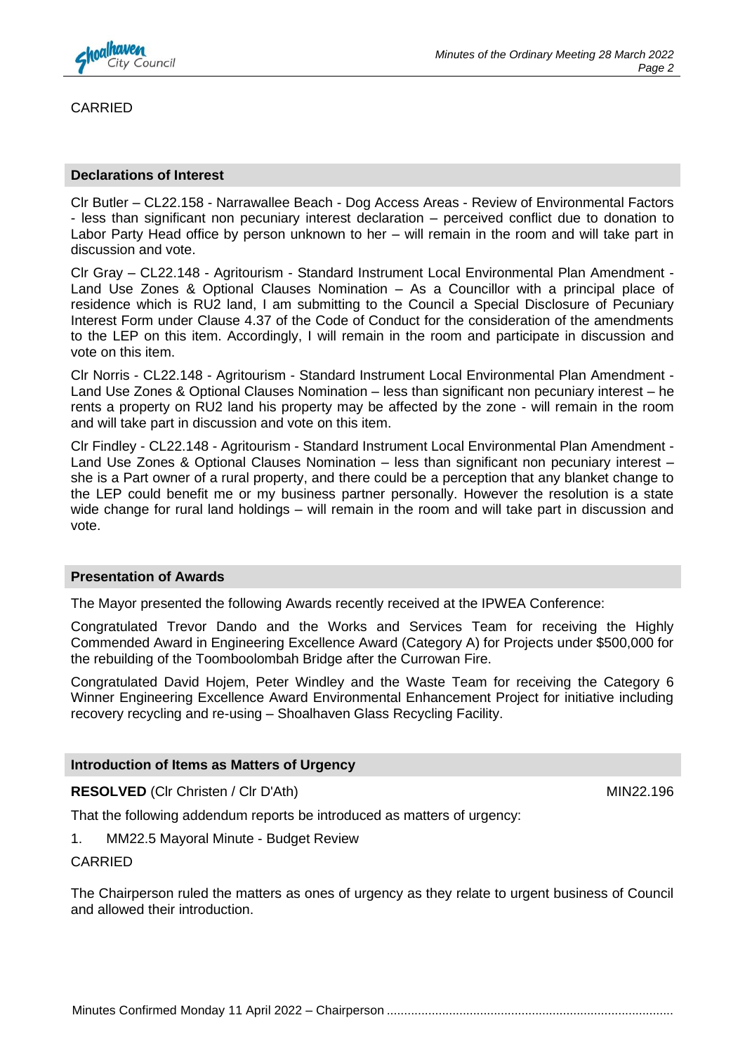CARRIED

## Declarations of Interest

Clr Butler – CL22.158 - Narrawallee Beach - Dog Access Areas - Review of Environmental Factors - less than significant non pecuniary interest declaration – perceived conflict due to donation to Labor Party Head office by person unknown to her – will remain in the room and will take part in discussion and vote.

Clr Gray – CL22.148 - Agritourism - Standard Instrument Local Environmental Plan Amendment - Land Use Zones & Optional Clauses Nomination – As a Councillor with a principal place of residence which is RU2 land, I am submitting to the Council a Special Disclosure of Pecuniary Interest Form under Clause 4.37 of the Code of Conduct for the consideration of the amendments to the LEP on this item. Accordingly, I will remain in the room and participate in discussion and vote on this item.

Clr Norris - CL22.148 - Agritourism - Standard Instrument Local Environmental Plan Amendment - Land Use Zones & Optional Clauses Nomination – less than significant non pecuniary interest – he rents a property on RU2 land his property may be affected by the zone - will remain in the room and will take part in discussion and vote on this item.

Clr Findley - CL22.148 - Agritourism - Standard Instrument Local Environmental Plan Amendment - Land Use Zones & Optional Clauses Nomination – less than significant non pecuniary interest – she is a Part owner of a rural property, and there could be a perception that any blanket change to the LEP could benefit me or my business partner personally. However the resolution is a state wide change for rural land holdings – will remain in the room and will take part in discussion and vote.

## Presentation of Awards

The Mayor presented the following Awards recently received at the IPWEA Conference:

Congratulated Trevor Dando and the Works and Services Team for receiving the Highly Commended Award in Engineering Excellence Award (Category A) for Projects under $500,000 for the rebuilding of the Toomboolombah Bridge after the Currowan Fire.

Congratulated David Hojem, Peter Windley and the Waste Team for receiving the Category 6 Winner Engineering Excellence Award Environmental Enhancement Project for initiative including recovery recycling and re-using – Shoalhaven Glass Recycling Facility.

## Introduction of Items as Matters of Urgency

**RESOLVED** (Clr Christen / Clr D'Ath) MIN22.196

That the following addendum reports be introduced as matters of urgency:

1. MM22.5 Mayoral Minute - Budget Review

CARRIED

The Chairperson ruled the matters as ones of urgency as they relate to urgent business of Council and allowed their introduction.

Minutes Confirmed Monday 11 April 2022 – Chairperson ..................................................................................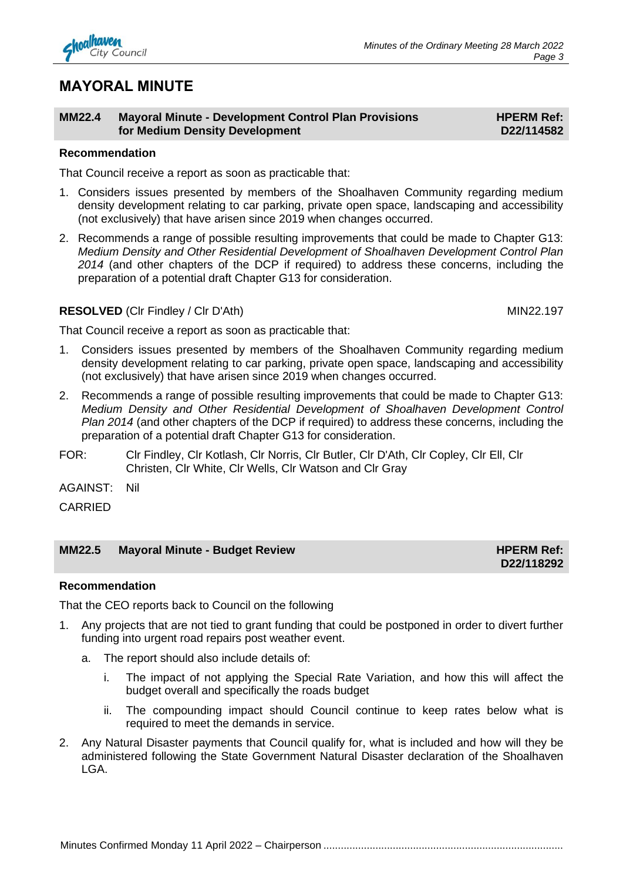# MAYORAL MINUTE

## MM22.4 Mayoral Minute - Development Control Plan Provisions for Medium Density Development

**HPERM Ref: D22/114582**

**Recommendation**

That Council receive a report as soon as practicable that:

1. Considers issues presented by members of the Shoalhaven Community regarding medium density development relating to car parking, private open space, landscaping and accessibility (not exclusively) that have arisen since 2019 when changes occurred.
2. Recommends a range of possible resulting improvements that could be made to Chapter G13: *Medium Density and Other Residential Development of Shoalhaven Development Control Plan 2014* (and other chapters of the DCP if required) to address these concerns, including the preparation of a potential draft Chapter G13 for consideration.

**RESOLVED** (Clr Findley / Clr D'Ath) MIN22.197

That Council receive a report as soon as practicable that:

1. Considers issues presented by members of the Shoalhaven Community regarding medium density development relating to car parking, private open space, landscaping and accessibility (not exclusively) that have arisen since 2019 when changes occurred.
2. Recommends a range of possible resulting improvements that could be made to Chapter G13: *Medium Density and Other Residential Development of Shoalhaven Development Control Plan 2014* (and other chapters of the DCP if required) to address these concerns, including the preparation of a potential draft Chapter G13 for consideration.

FOR: Clr Findley, Clr Kotlash, Clr Norris, Clr Butler, Clr D'Ath, Clr Copley, Clr Ell, Clr Christen, Clr White, Clr Wells, Clr Watson and Clr Gray

AGAINST: Nil

CARRIED

## MM22.5 Mayoral Minute - Budget Review

**HPERM Ref: D22/118292**

**Recommendation**

That the CEO reports back to Council on the following

1. Any projects that are not tied to grant funding that could be postponed in order to divert further funding into urgent road repairs post weather event.
   a. The report should also include details of:
      i. The impact of not applying the Special Rate Variation, and how this will affect the budget overall and specifically the roads budget
      ii. The compounding impact should Council continue to keep rates below what is required to meet the demands in service.
2. Any Natural Disaster payments that Council qualify for, what is included and how will they be administered following the State Government Natural Disaster declaration of the Shoalhaven LGA.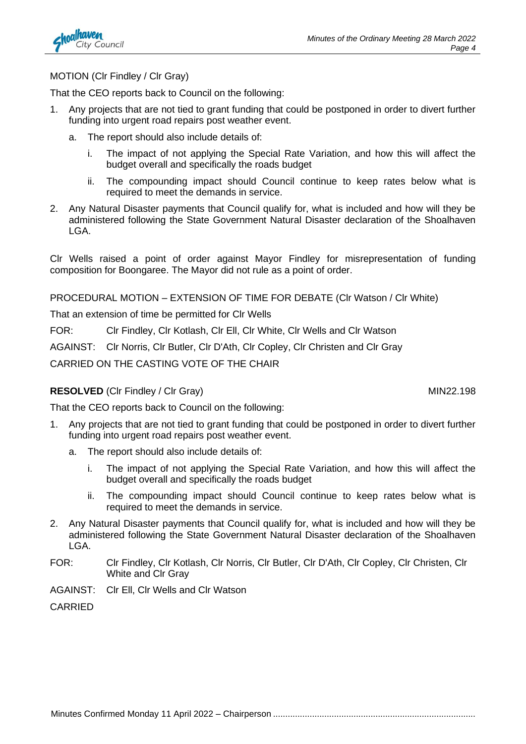MOTION (Clr Findley / Clr Gray)

That the CEO reports back to Council on the following:

1. Any projects that are not tied to grant funding that could be postponed in order to divert further funding into urgent road repairs post weather event.
   a. The report should also include details of:
      i. The impact of not applying the Special Rate Variation, and how this will affect the budget overall and specifically the roads budget
      ii. The compounding impact should Council continue to keep rates below what is required to meet the demands in service.
2. Any Natural Disaster payments that Council qualify for, what is included and how will they be administered following the State Government Natural Disaster declaration of the Shoalhaven LGA.

Clr Wells raised a point of order against Mayor Findley for misrepresentation of funding composition for Boongaree. The Mayor did not rule as a point of order.

PROCEDURAL MOTION – EXTENSION OF TIME FOR DEBATE (Clr Watson / Clr White)

That an extension of time be permitted for Clr Wells

FOR: Clr Findley, Clr Kotlash, Clr Ell, Clr White, Clr Wells and Clr Watson

AGAINST: Clr Norris, Clr Butler, Clr D'Ath, Clr Copley, Clr Christen and Clr Gray

CARRIED ON THE CASTING VOTE OF THE CHAIR

**RESOLVED** (Clr Findley / Clr Gray) MIN22.198

That the CEO reports back to Council on the following:

1. Any projects that are not tied to grant funding that could be postponed in order to divert further funding into urgent road repairs post weather event.
   a. The report should also include details of:
      i. The impact of not applying the Special Rate Variation, and how this will affect the budget overall and specifically the roads budget
      ii. The compounding impact should Council continue to keep rates below what is required to meet the demands in service.
2. Any Natural Disaster payments that Council qualify for, what is included and how will they be administered following the State Government Natural Disaster declaration of the Shoalhaven LGA.

FOR: Clr Findley, Clr Kotlash, Clr Norris, Clr Butler, Clr D'Ath, Clr Copley, Clr Christen, Clr White and Clr Gray

AGAINST: Clr Ell, Clr Wells and Clr Watson

CARRIED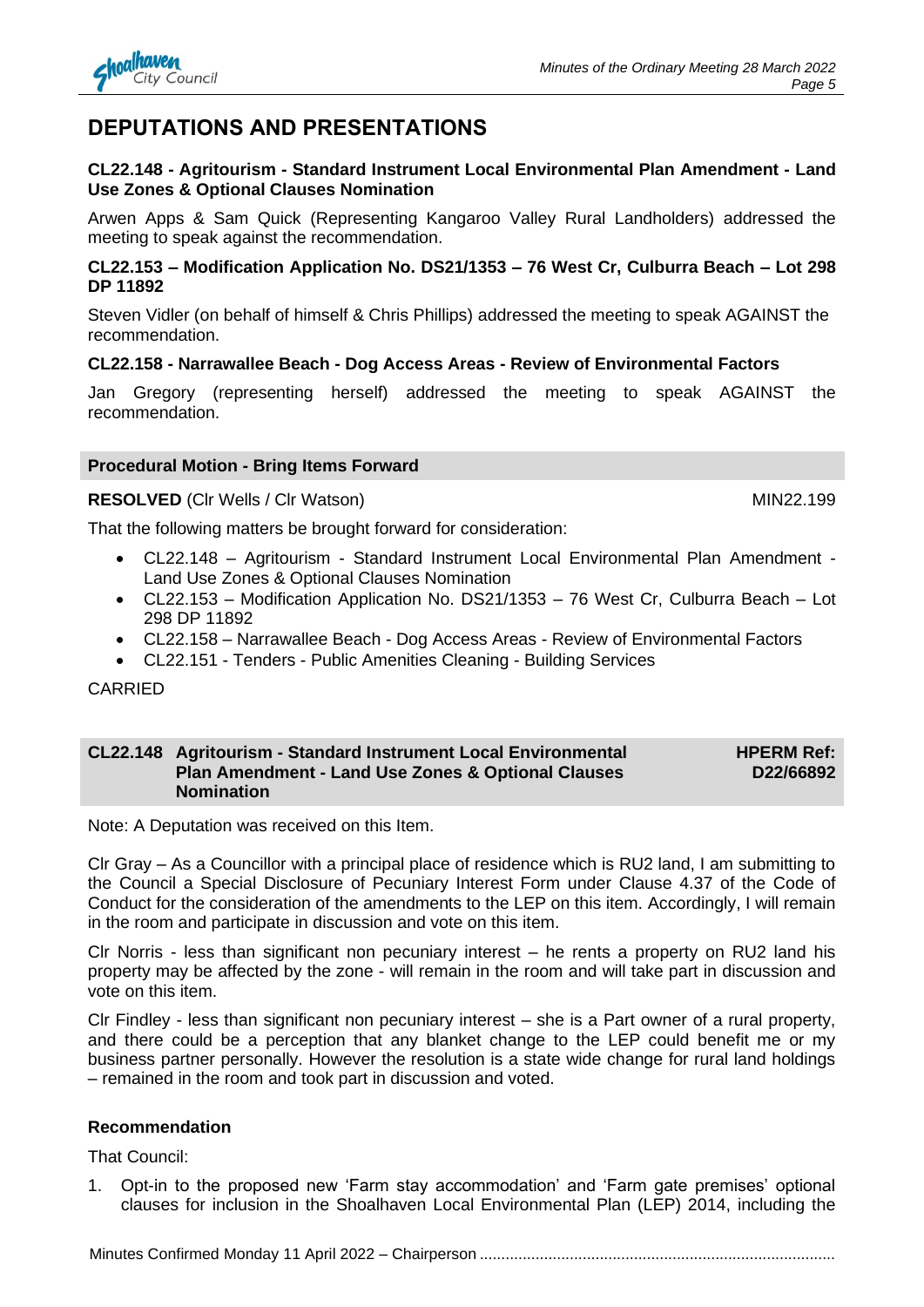# DEPUTATIONS AND PRESENTATIONS

**CL22.148 - Agritourism - Standard Instrument Local Environmental Plan Amendment - Land Use Zones & Optional Clauses Nomination**

Arwen Apps & Sam Quick (Representing Kangaroo Valley Rural Landholders) addressed the meeting to speak against the recommendation.

**CL22.153 – Modification Application No. DS21/1353 – 76 West Cr, Culburra Beach – Lot 298 DP 11892**

Steven Vidler (on behalf of himself & Chris Phillips) addressed the meeting to speak AGAINST the recommendation.

**CL22.158 - Narrawallee Beach - Dog Access Areas - Review of Environmental Factors**

Jan Gregory (representing herself) addressed the meeting to speak AGAINST the recommendation.

**Procedural Motion - Bring Items Forward**

**RESOLVED** (Clr Wells / Clr Watson) MIN22.199

That the following matters be brought forward for consideration:

- CL22.148 – Agritourism - Standard Instrument Local Environmental Plan Amendment - Land Use Zones & Optional Clauses Nomination
- CL22.153 – Modification Application No. DS21/1353 – 76 West Cr, Culburra Beach – Lot 298 DP 11892
- CL22.158 – Narrawallee Beach - Dog Access Areas - Review of Environmental Factors
- CL22.151 - Tenders - Public Amenities Cleaning - Building Services

CARRIED

**CL22.148 Agritourism - Standard Instrument Local Environmental Plan Amendment - Land Use Zones & Optional Clauses Nomination** **HPERM Ref: D22/66892**

Note: A Deputation was received on this Item.

Clr Gray – As a Councillor with a principal place of residence which is RU2 land, I am submitting to the Council a Special Disclosure of Pecuniary Interest Form under Clause 4.37 of the Code of Conduct for the consideration of the amendments to the LEP on this item. Accordingly, I will remain in the room and participate in discussion and vote on this item.

Clr Norris - less than significant non pecuniary interest – he rents a property on RU2 land his property may be affected by the zone - will remain in the room and will take part in discussion and vote on this item.

Clr Findley - less than significant non pecuniary interest – she is a Part owner of a rural property, and there could be a perception that any blanket change to the LEP could benefit me or my business partner personally. However the resolution is a state wide change for rural land holdings – remained in the room and took part in discussion and voted.

**Recommendation**

That Council:

1. Opt-in to the proposed new 'Farm stay accommodation' and 'Farm gate premises' optional clauses for inclusion in the Shoalhaven Local Environmental Plan (LEP) 2014, including the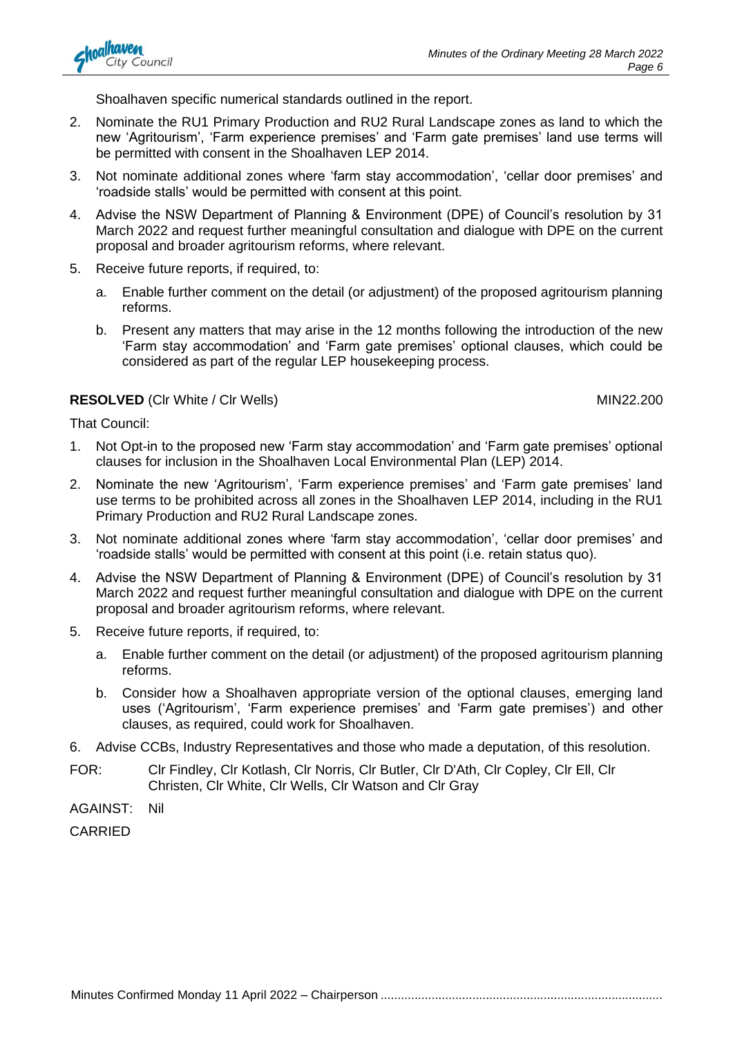Shoalhaven specific numerical standards outlined in the report.

2. Nominate the RU1 Primary Production and RU2 Rural Landscape zones as land to which the new 'Agritourism', 'Farm experience premises' and 'Farm gate premises' land use terms will be permitted with consent in the Shoalhaven LEP 2014.
3. Not nominate additional zones where 'farm stay accommodation', 'cellar door premises' and 'roadside stalls' would be permitted with consent at this point.
4. Advise the NSW Department of Planning & Environment (DPE) of Council's resolution by 31 March 2022 and request further meaningful consultation and dialogue with DPE on the current proposal and broader agritourism reforms, where relevant.
5. Receive future reports, if required, to:
   a. Enable further comment on the detail (or adjustment) of the proposed agritourism planning reforms.
   b. Present any matters that may arise in the 12 months following the introduction of the new 'Farm stay accommodation' and 'Farm gate premises' optional clauses, which could be considered as part of the regular LEP housekeeping process.

**RESOLVED** (Clr White / Clr Wells) MIN22.200

That Council:

1. Not Opt-in to the proposed new 'Farm stay accommodation' and 'Farm gate premises' optional clauses for inclusion in the Shoalhaven Local Environmental Plan (LEP) 2014.
2. Nominate the new 'Agritourism', 'Farm experience premises' and 'Farm gate premises' land use terms to be prohibited across all zones in the Shoalhaven LEP 2014, including in the RU1 Primary Production and RU2 Rural Landscape zones.
3. Not nominate additional zones where 'farm stay accommodation', 'cellar door premises' and 'roadside stalls' would be permitted with consent at this point (i.e. retain status quo).
4. Advise the NSW Department of Planning & Environment (DPE) of Council's resolution by 31 March 2022 and request further meaningful consultation and dialogue with DPE on the current proposal and broader agritourism reforms, where relevant.
5. Receive future reports, if required, to:
   a. Enable further comment on the detail (or adjustment) of the proposed agritourism planning reforms.
   b. Consider how a Shoalhaven appropriate version of the optional clauses, emerging land uses ('Agritourism', 'Farm experience premises' and 'Farm gate premises') and other clauses, as required, could work for Shoalhaven.
6. Advise CCBs, Industry Representatives and those who made a deputation, of this resolution.

FOR: Clr Findley, Clr Kotlash, Clr Norris, Clr Butler, Clr D'Ath, Clr Copley, Clr Ell, Clr Christen, Clr White, Clr Wells, Clr Watson and Clr Gray

AGAINST: Nil

CARRIED

Minutes Confirmed Monday 11 April 2022 – Chairperson ..................................................................................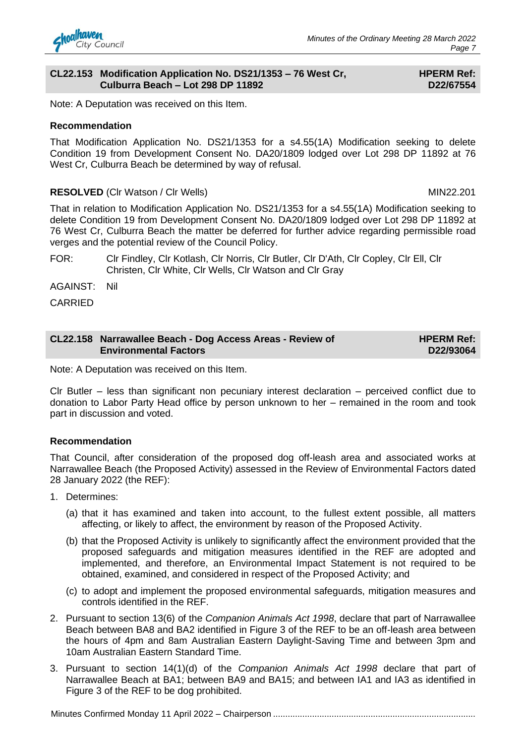## CL22.153 Modification Application No. DS21/1353 – 76 West Cr, Culburra Beach – Lot 298 DP 11892

**HPERM Ref: D22/67554**

Note: A Deputation was received on this Item.

**Recommendation**

That Modification Application No. DS21/1353 for a s4.55(1A) Modification seeking to delete Condition 19 from Development Consent No. DA20/1809 lodged over Lot 298 DP 11892 at 76 West Cr, Culburra Beach be determined by way of refusal.

**RESOLVED** (Clr Watson / Clr Wells) MIN22.201

That in relation to Modification Application No. DS21/1353 for a s4.55(1A) Modification seeking to delete Condition 19 from Development Consent No. DA20/1809 lodged over Lot 298 DP 11892 at 76 West Cr, Culburra Beach the matter be deferred for further advice regarding permissible road verges and the potential review of the Council Policy.

FOR: Clr Findley, Clr Kotlash, Clr Norris, Clr Butler, Clr D'Ath, Clr Copley, Clr Ell, Clr Christen, Clr White, Clr Wells, Clr Watson and Clr Gray

AGAINST: Nil

CARRIED

## CL22.158 Narrawallee Beach - Dog Access Areas - Review of Environmental Factors

**HPERM Ref: D22/93064**

Note: A Deputation was received on this Item.

Clr Butler – less than significant non pecuniary interest declaration – perceived conflict due to donation to Labor Party Head office by person unknown to her – remained in the room and took part in discussion and voted.

**Recommendation**

That Council, after consideration of the proposed dog off-leash area and associated works at Narrawallee Beach (the Proposed Activity) assessed in the Review of Environmental Factors dated 28 January 2022 (the REF):

1. Determines:
   (a) that it has examined and taken into account, to the fullest extent possible, all matters affecting, or likely to affect, the environment by reason of the Proposed Activity.
   (b) that the Proposed Activity is unlikely to significantly affect the environment provided that the proposed safeguards and mitigation measures identified in the REF are adopted and implemented, and therefore, an Environmental Impact Statement is not required to be obtained, examined, and considered in respect of the Proposed Activity; and
   (c) to adopt and implement the proposed environmental safeguards, mitigation measures and controls identified in the REF.
2. Pursuant to section 13(6) of the *Companion Animals Act 1998*, declare that part of Narrawallee Beach between BA8 and BA2 identified in Figure 3 of the REF to be an off-leash area between the hours of 4pm and 8am Australian Eastern Daylight-Saving Time and between 3pm and 10am Australian Eastern Standard Time.
3. Pursuant to section 14(1)(d) of the *Companion Animals Act 1998* declare that part of Narrawallee Beach at BA1; between BA9 and BA15; and between IA1 and IA3 as identified in Figure 3 of the REF to be dog prohibited.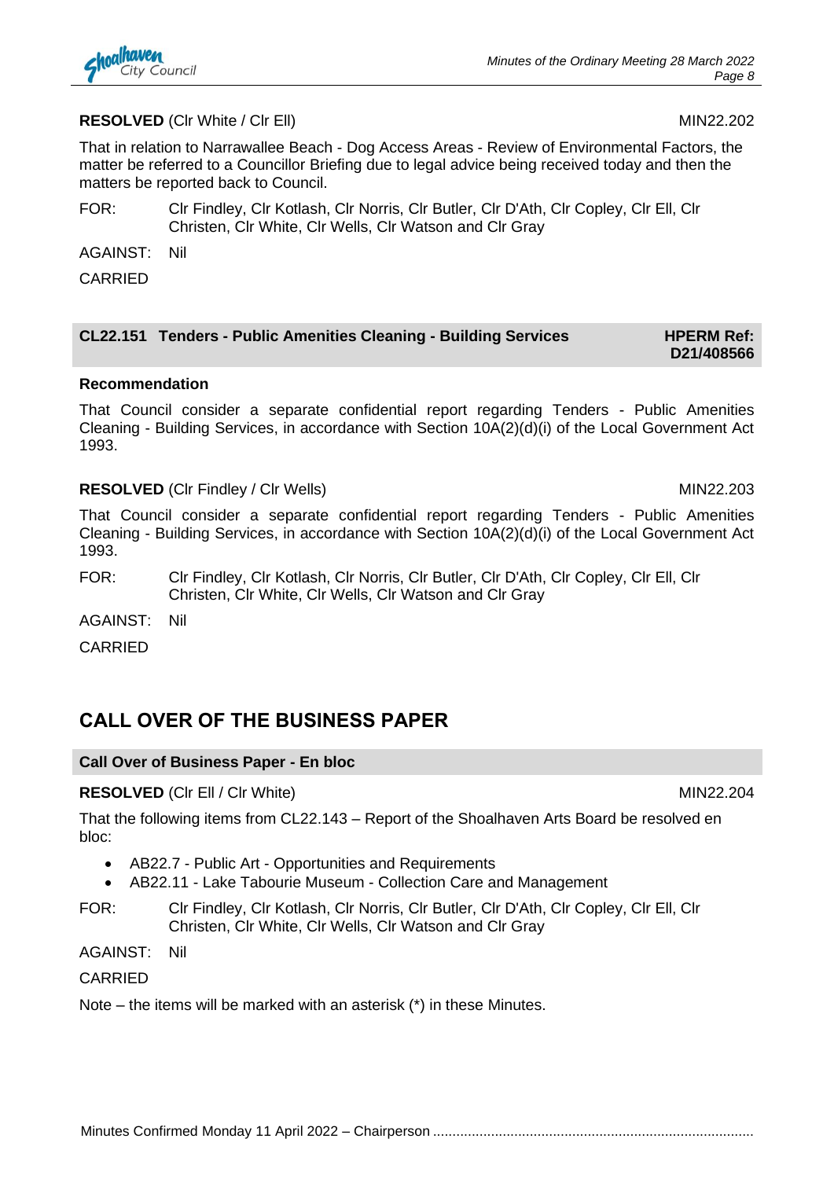**RESOLVED** (Clr White / Clr Ell) MIN22.202

That in relation to Narrawallee Beach - Dog Access Areas - Review of Environmental Factors, the matter be referred to a Councillor Briefing due to legal advice being received today and then the matters be reported back to Council.

FOR: Clr Findley, Clr Kotlash, Clr Norris, Clr Butler, Clr D'Ath, Clr Copley, Clr Ell, Clr Christen, Clr White, Clr Wells, Clr Watson and Clr Gray

AGAINST: Nil

CARRIED

### CL22.151 Tenders - Public Amenities Cleaning - Building Services — HPERM Ref: D21/408566

**Recommendation**

That Council consider a separate confidential report regarding Tenders - Public Amenities Cleaning - Building Services, in accordance with Section 10A(2)(d)(i) of the Local Government Act 1993.

**RESOLVED** (Clr Findley / Clr Wells) MIN22.203

That Council consider a separate confidential report regarding Tenders - Public Amenities Cleaning - Building Services, in accordance with Section 10A(2)(d)(i) of the Local Government Act 1993.

FOR: Clr Findley, Clr Kotlash, Clr Norris, Clr Butler, Clr D'Ath, Clr Copley, Clr Ell, Clr Christen, Clr White, Clr Wells, Clr Watson and Clr Gray

AGAINST: Nil

CARRIED

## CALL OVER OF THE BUSINESS PAPER

### Call Over of Business Paper - En bloc

**RESOLVED** (Clr Ell / Clr White) MIN22.204

That the following items from CL22.143 – Report of the Shoalhaven Arts Board be resolved en bloc:

- AB22.7 - Public Art - Opportunities and Requirements
- AB22.11 - Lake Tabourie Museum - Collection Care and Management

FOR: Clr Findley, Clr Kotlash, Clr Norris, Clr Butler, Clr D'Ath, Clr Copley, Clr Ell, Clr Christen, Clr White, Clr Wells, Clr Watson and Clr Gray

AGAINST: Nil

CARRIED

Note – the items will be marked with an asterisk (*) in these Minutes.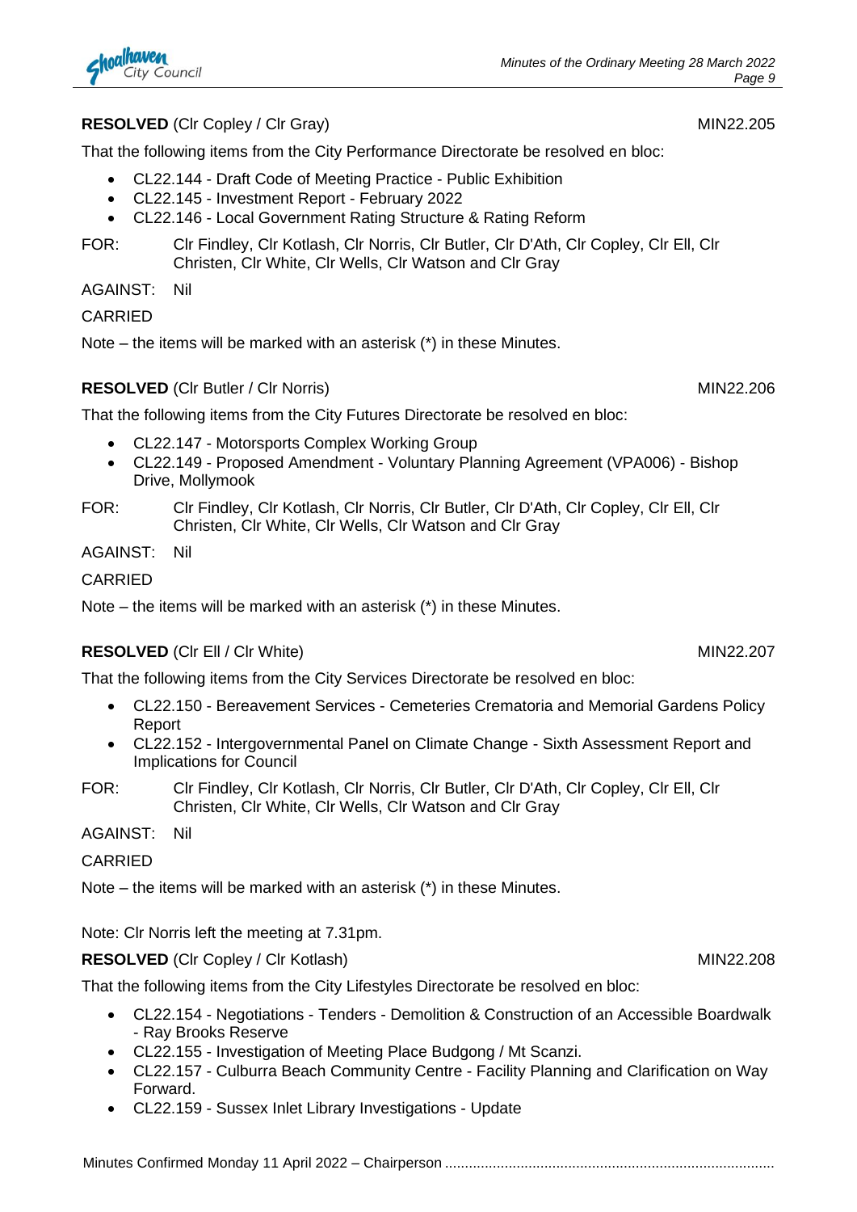**RESOLVED** (Clr Copley / Clr Gray) MIN22.205

That the following items from the City Performance Directorate be resolved en bloc:

- CL22.144 - Draft Code of Meeting Practice - Public Exhibition
- CL22.145 - Investment Report - February 2022
- CL22.146 - Local Government Rating Structure & Rating Reform

FOR: Clr Findley, Clr Kotlash, Clr Norris, Clr Butler, Clr D'Ath, Clr Copley, Clr Ell, Clr Christen, Clr White, Clr Wells, Clr Watson and Clr Gray

AGAINST: Nil

CARRIED

Note – the items will be marked with an asterisk (*) in these Minutes.

**RESOLVED** (Clr Butler / Clr Norris) MIN22.206

That the following items from the City Futures Directorate be resolved en bloc:

- CL22.147 - Motorsports Complex Working Group
- CL22.149 - Proposed Amendment - Voluntary Planning Agreement (VPA006) - Bishop Drive, Mollymook

FOR: Clr Findley, Clr Kotlash, Clr Norris, Clr Butler, Clr D'Ath, Clr Copley, Clr Ell, Clr Christen, Clr White, Clr Wells, Clr Watson and Clr Gray

AGAINST: Nil

CARRIED

Note – the items will be marked with an asterisk (*) in these Minutes.

**RESOLVED** (Clr Ell / Clr White) MIN22.207

That the following items from the City Services Directorate be resolved en bloc:

- CL22.150 - Bereavement Services - Cemeteries Crematoria and Memorial Gardens Policy Report
- CL22.152 - Intergovernmental Panel on Climate Change - Sixth Assessment Report and Implications for Council

FOR: Clr Findley, Clr Kotlash, Clr Norris, Clr Butler, Clr D'Ath, Clr Copley, Clr Ell, Clr Christen, Clr White, Clr Wells, Clr Watson and Clr Gray

AGAINST: Nil

CARRIED

Note – the items will be marked with an asterisk (*) in these Minutes.

Note: Clr Norris left the meeting at 7.31pm.

**RESOLVED** (Clr Copley / Clr Kotlash) MIN22.208

That the following items from the City Lifestyles Directorate be resolved en bloc:

- CL22.154 - Negotiations - Tenders - Demolition & Construction of an Accessible Boardwalk - Ray Brooks Reserve
- CL22.155 - Investigation of Meeting Place Budgong / Mt Scanzi.
- CL22.157 - Culburra Beach Community Centre - Facility Planning and Clarification on Way Forward.
- CL22.159 - Sussex Inlet Library Investigations - Update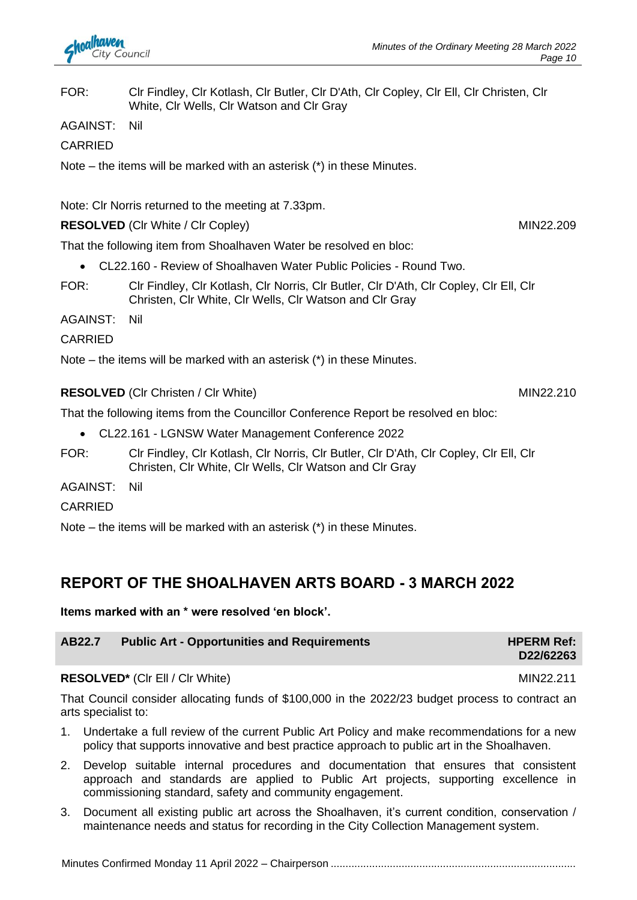FOR: Clr Findley, Clr Kotlash, Clr Butler, Clr D'Ath, Clr Copley, Clr Ell, Clr Christen, Clr White, Clr Wells, Clr Watson and Clr Gray

AGAINST: Nil

CARRIED

Note – the items will be marked with an asterisk (*) in these Minutes.

Note: Clr Norris returned to the meeting at 7.33pm.

**RESOLVED** (Clr White / Clr Copley) MIN22.209

That the following item from Shoalhaven Water be resolved en bloc:

- CL22.160 - Review of Shoalhaven Water Public Policies - Round Two.

FOR: Clr Findley, Clr Kotlash, Clr Norris, Clr Butler, Clr D'Ath, Clr Copley, Clr Ell, Clr Christen, Clr White, Clr Wells, Clr Watson and Clr Gray

AGAINST: Nil

CARRIED

Note – the items will be marked with an asterisk (*) in these Minutes.

**RESOLVED** (Clr Christen / Clr White) MIN22.210

That the following items from the Councillor Conference Report be resolved en bloc:

- CL22.161 - LGNSW Water Management Conference 2022

FOR: Clr Findley, Clr Kotlash, Clr Norris, Clr Butler, Clr D'Ath, Clr Copley, Clr Ell, Clr Christen, Clr White, Clr Wells, Clr Watson and Clr Gray

AGAINST: Nil

CARRIED

Note – the items will be marked with an asterisk (*) in these Minutes.

## REPORT OF THE SHOALHAVEN ARTS BOARD - 3 MARCH 2022

**Items marked with an * were resolved 'en block'.**

| **AB22.7** | **Public Art - Opportunities and Requirements** | **HPERM Ref: D22/62263** |
|---|---|---|

**RESOLVED*** (Clr Ell / Clr White) MIN22.211

That Council consider allocating funds of $100,000 in the 2022/23 budget process to contract an arts specialist to:

1. Undertake a full review of the current Public Art Policy and make recommendations for a new policy that supports innovative and best practice approach to public art in the Shoalhaven.
2. Develop suitable internal procedures and documentation that ensures that consistent approach and standards are applied to Public Art projects, supporting excellence in commissioning standard, safety and community engagement.
3. Document all existing public art across the Shoalhaven, it's current condition, conservation / maintenance needs and status for recording in the City Collection Management system.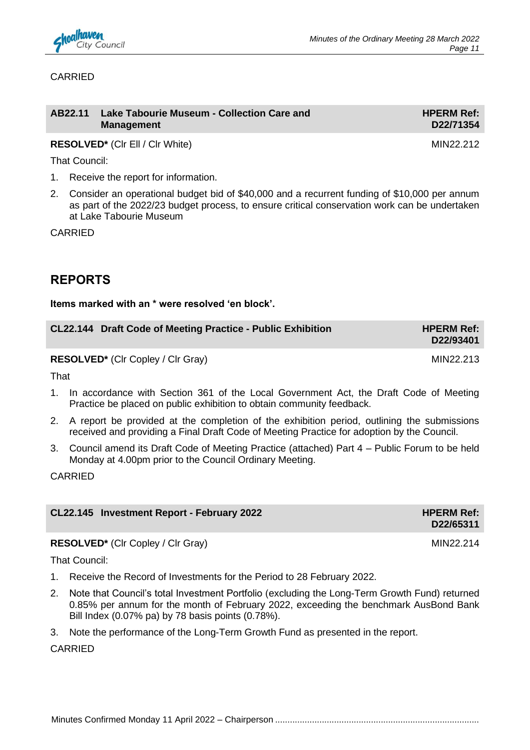CARRIED

| AB22.11 Lake Tabourie Museum - Collection Care and Management | HPERM Ref: D22/71354 |
|---|---|

**RESOLVED*** (Clr Ell / Clr White) MIN22.212

That Council:

1. Receive the report for information.
2. Consider an operational budget bid of $40,000 and a recurrent funding of $10,000 per annum as part of the 2022/23 budget process, to ensure critical conservation work can be undertaken at Lake Tabourie Museum

CARRIED

## REPORTS

**Items marked with an * were resolved 'en block'.**

| CL22.144 Draft Code of Meeting Practice - Public Exhibition | HPERM Ref: D22/93401 |
|---|---|

**RESOLVED*** (Clr Copley / Clr Gray) MIN22.213

That

1. In accordance with Section 361 of the Local Government Act, the Draft Code of Meeting Practice be placed on public exhibition to obtain community feedback.
2. A report be provided at the completion of the exhibition period, outlining the submissions received and providing a Final Draft Code of Meeting Practice for adoption by the Council.
3. Council amend its Draft Code of Meeting Practice (attached) Part 4 – Public Forum to be held Monday at 4.00pm prior to the Council Ordinary Meeting.

CARRIED

| CL22.145 Investment Report - February 2022 | HPERM Ref: D22/65311 |
|---|---|

**RESOLVED*** (Clr Copley / Clr Gray) MIN22.214

That Council:

1. Receive the Record of Investments for the Period to 28 February 2022.
2. Note that Council's total Investment Portfolio (excluding the Long-Term Growth Fund) returned 0.85% per annum for the month of February 2022, exceeding the benchmark AusBond Bank Bill Index (0.07% pa) by 78 basis points (0.78%).
3. Note the performance of the Long-Term Growth Fund as presented in the report.

CARRIED

Minutes Confirmed Monday 11 April 2022 – Chairperson ..................................................................................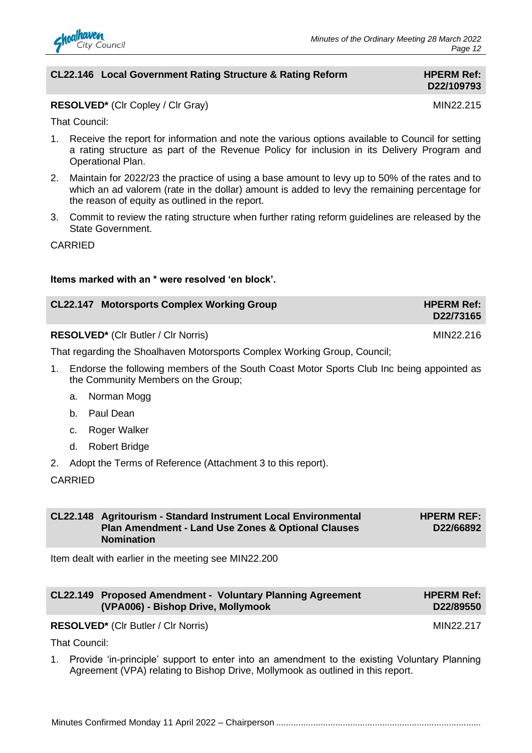## CL22.146 Local Government Rating Structure & Rating Reform

**HPERM Ref: D22/109793**

**RESOLVED*** (Clr Copley / Clr Gray) MIN22.215

That Council:

1. Receive the report for information and note the various options available to Council for setting a rating structure as part of the Revenue Policy for inclusion in its Delivery Program and Operational Plan.
2. Maintain for 2022/23 the practice of using a base amount to levy up to 50% of the rates and to which an ad valorem (rate in the dollar) amount is added to levy the remaining percentage for the reason of equity as outlined in the report.
3. Commit to review the rating structure when further rating reform guidelines are released by the State Government.

CARRIED

**Items marked with an * were resolved 'en block'.**

## CL22.147 Motorsports Complex Working Group

**HPERM Ref: D22/73165**

**RESOLVED*** (Clr Butler / Clr Norris) MIN22.216

That regarding the Shoalhaven Motorsports Complex Working Group, Council;

1. Endorse the following members of the South Coast Motor Sports Club Inc being appointed as the Community Members on the Group;
   a. Norman Mogg
   b. Paul Dean
   c. Roger Walker
   d. Robert Bridge
2. Adopt the Terms of Reference (Attachment 3 to this report).

CARRIED

## CL22.148 Agritourism - Standard Instrument Local Environmental Plan Amendment - Land Use Zones & Optional Clauses Nomination

**HPERM REF: D22/66892**

Item dealt with earlier in the meeting see MIN22.200

## CL22.149 Proposed Amendment - Voluntary Planning Agreement (VPA006) - Bishop Drive, Mollymook

**HPERM Ref: D22/89550**

**RESOLVED*** (Clr Butler / Clr Norris) MIN22.217

That Council:

1. Provide 'in-principle' support to enter into an amendment to the existing Voluntary Planning Agreement (VPA) relating to Bishop Drive, Mollymook as outlined in this report.

Minutes Confirmed Monday 11 April 2022 – Chairperson ..................................................................................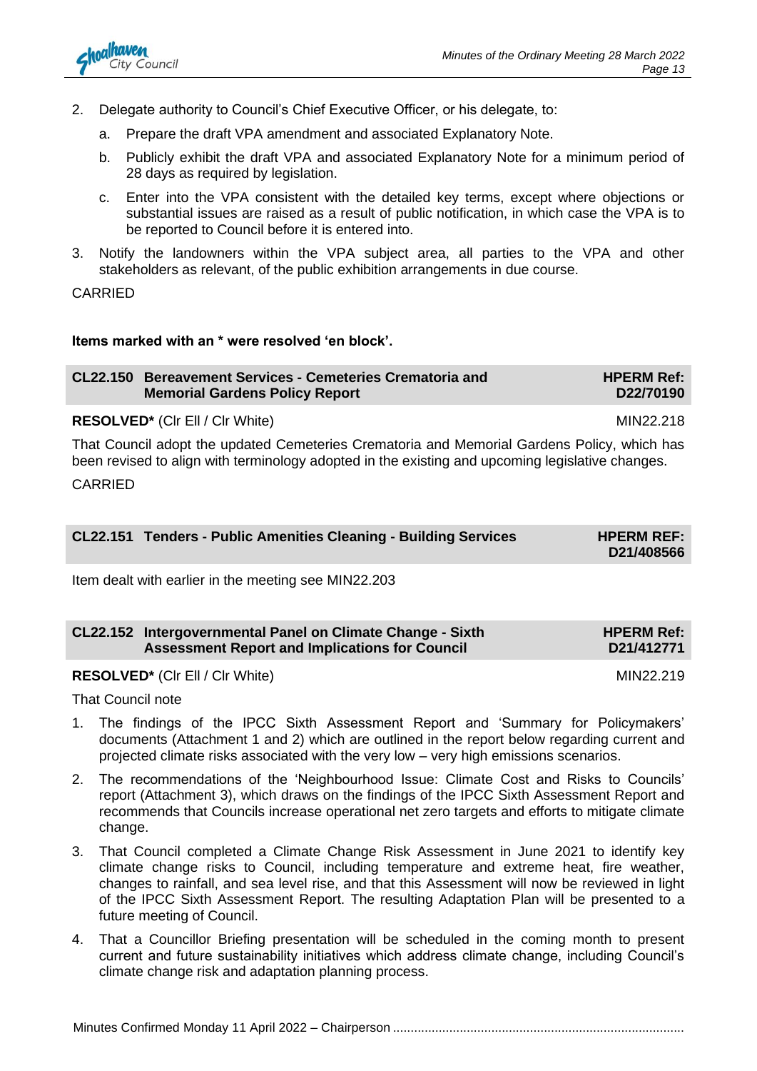2. Delegate authority to Council's Chief Executive Officer, or his delegate, to:
    a. Prepare the draft VPA amendment and associated Explanatory Note.
    b. Publicly exhibit the draft VPA and associated Explanatory Note for a minimum period of 28 days as required by legislation.
    c. Enter into the VPA consistent with the detailed key terms, except where objections or substantial issues are raised as a result of public notification, in which case the VPA is to be reported to Council before it is entered into.
3. Notify the landowners within the VPA subject area, all parties to the VPA and other stakeholders as relevant, of the public exhibition arrangements in due course.

CARRIED

**Items marked with an * were resolved 'en block'.**

| **CL22.150 Bereavement Services - Cemeteries Crematoria and Memorial Gardens Policy Report** | **HPERM Ref: D22/70190** |
|---|---|

**RESOLVED*** (Clr Ell / Clr White) MIN22.218

That Council adopt the updated Cemeteries Crematoria and Memorial Gardens Policy, which has been revised to align with terminology adopted in the existing and upcoming legislative changes.

CARRIED

| **CL22.151 Tenders - Public Amenities Cleaning - Building Services** | **HPERM REF: D21/408566** |
|---|---|

Item dealt with earlier in the meeting see MIN22.203

| **CL22.152 Intergovernmental Panel on Climate Change - Sixth Assessment Report and Implications for Council** | **HPERM Ref: D21/412771** |
|---|---|

**RESOLVED*** (Clr Ell / Clr White) MIN22.219

That Council note

1. The findings of the IPCC Sixth Assessment Report and 'Summary for Policymakers' documents (Attachment 1 and 2) which are outlined in the report below regarding current and projected climate risks associated with the very low – very high emissions scenarios.
2. The recommendations of the 'Neighbourhood Issue: Climate Cost and Risks to Councils' report (Attachment 3), which draws on the findings of the IPCC Sixth Assessment Report and recommends that Councils increase operational net zero targets and efforts to mitigate climate change.
3. That Council completed a Climate Change Risk Assessment in June 2021 to identify key climate change risks to Council, including temperature and extreme heat, fire weather, changes to rainfall, and sea level rise, and that this Assessment will now be reviewed in light of the IPCC Sixth Assessment Report. The resulting Adaptation Plan will be presented to a future meeting of Council.
4. That a Councillor Briefing presentation will be scheduled in the coming month to present current and future sustainability initiatives which address climate change, including Council's climate change risk and adaptation planning process.

Minutes Confirmed Monday 11 April 2022 – Chairperson ..................................................................................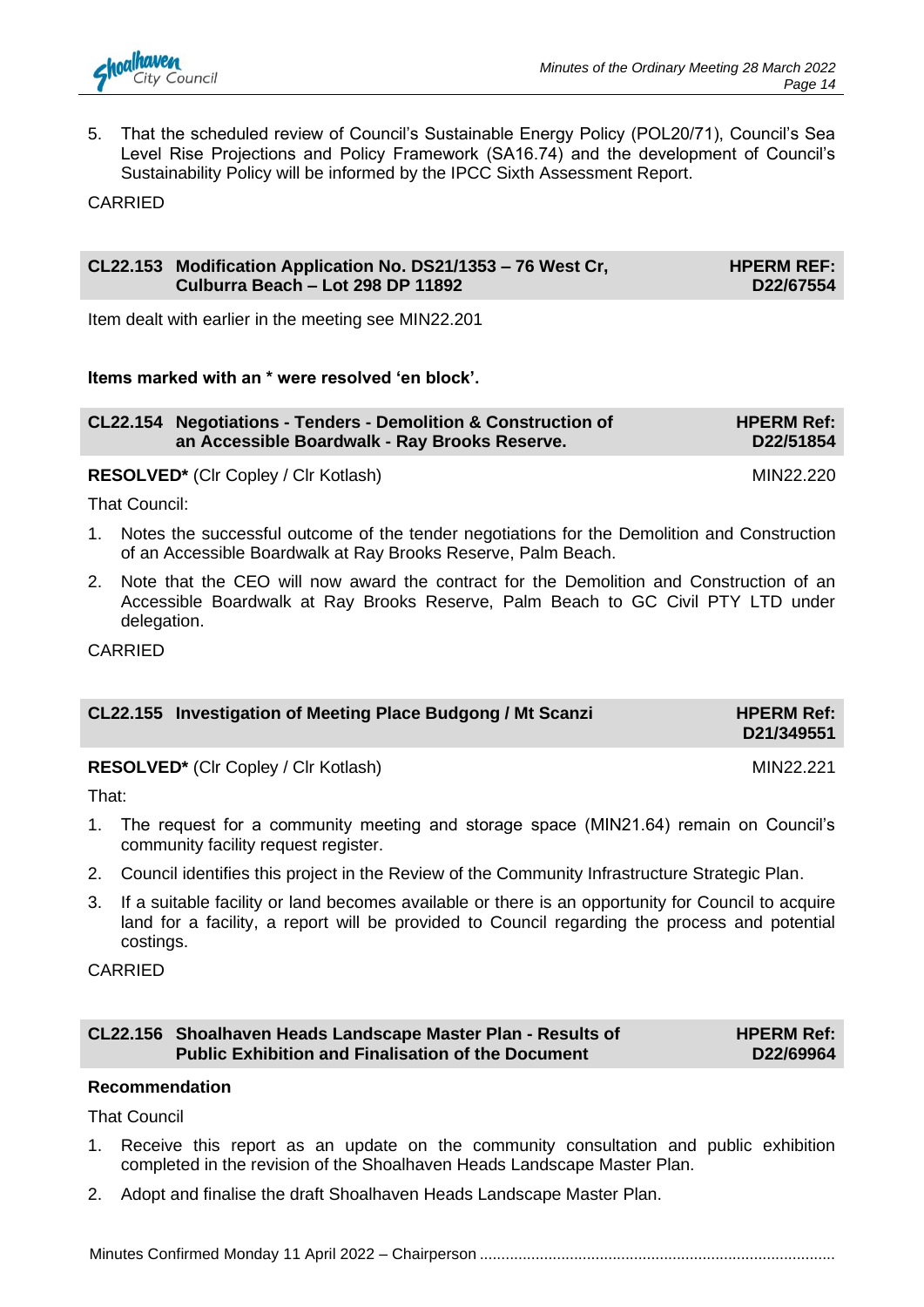5. That the scheduled review of Council's Sustainable Energy Policy (POL20/71), Council's Sea Level Rise Projections and Policy Framework (SA16.74) and the development of Council's Sustainability Policy will be informed by the IPCC Sixth Assessment Report.

CARRIED

| **CL22.153 Modification Application No. DS21/1353 – 76 West Cr, Culburra Beach – Lot 298 DP 11892** | **HPERM REF: D22/67554** |
|---|---|

Item dealt with earlier in the meeting see MIN22.201

**Items marked with an * were resolved 'en block'.**

| **CL22.154 Negotiations - Tenders - Demolition & Construction of an Accessible Boardwalk - Ray Brooks Reserve.** | **HPERM Ref: D22/51854** |
|---|---|

**RESOLVED*** (Clr Copley / Clr Kotlash) MIN22.220

That Council:

1. Notes the successful outcome of the tender negotiations for the Demolition and Construction of an Accessible Boardwalk at Ray Brooks Reserve, Palm Beach.
2. Note that the CEO will now award the contract for the Demolition and Construction of an Accessible Boardwalk at Ray Brooks Reserve, Palm Beach to GC Civil PTY LTD under delegation.

CARRIED

| **CL22.155 Investigation of Meeting Place Budgong / Mt Scanzi** | **HPERM Ref: D21/349551** |
|---|---|

**RESOLVED*** (Clr Copley / Clr Kotlash) MIN22.221

That:

1. The request for a community meeting and storage space (MIN21.64) remain on Council's community facility request register.
2. Council identifies this project in the Review of the Community Infrastructure Strategic Plan.
3. If a suitable facility or land becomes available or there is an opportunity for Council to acquire land for a facility, a report will be provided to Council regarding the process and potential costings.

CARRIED

| **CL22.156 Shoalhaven Heads Landscape Master Plan - Results of Public Exhibition and Finalisation of the Document** | **HPERM Ref: D22/69964** |
|---|---|

**Recommendation**

That Council

1. Receive this report as an update on the community consultation and public exhibition completed in the revision of the Shoalhaven Heads Landscape Master Plan.
2. Adopt and finalise the draft Shoalhaven Heads Landscape Master Plan.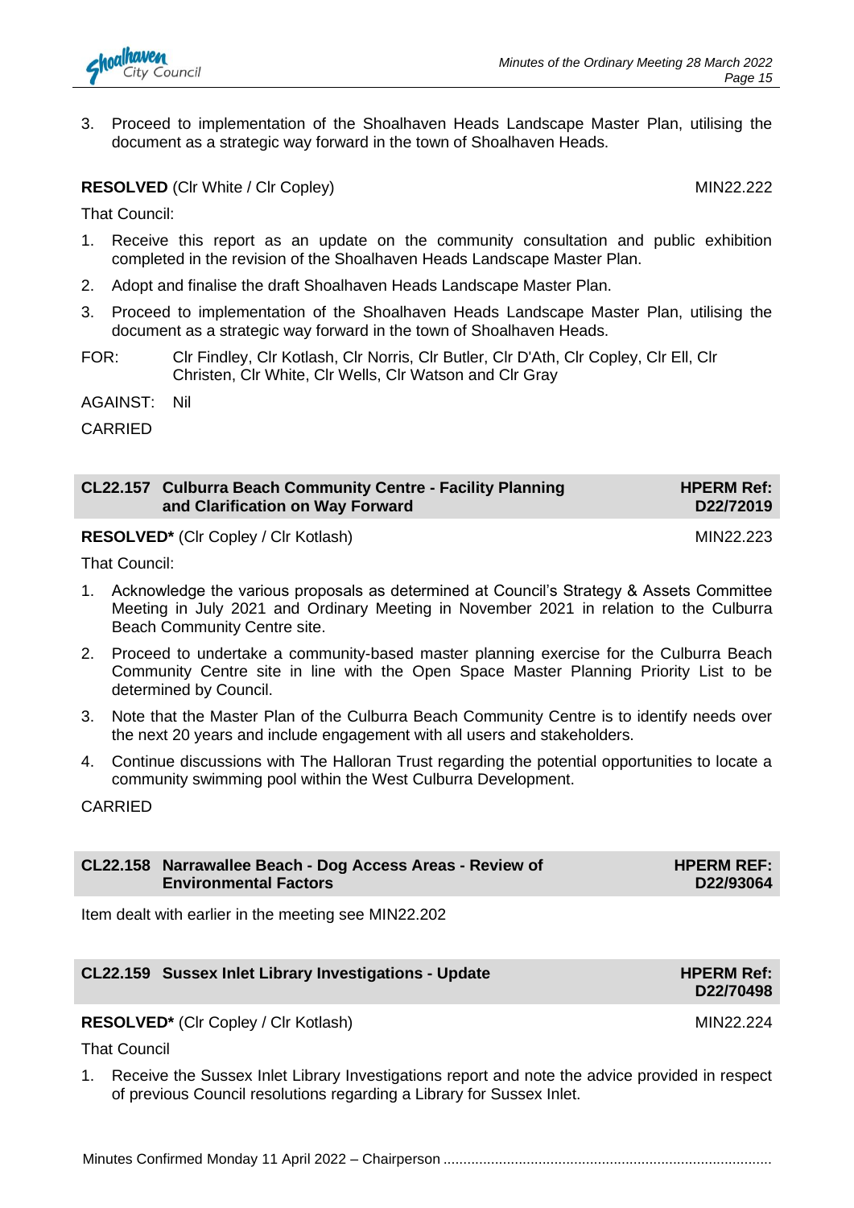3. Proceed to implementation of the Shoalhaven Heads Landscape Master Plan, utilising the document as a strategic way forward in the town of Shoalhaven Heads.

**RESOLVED** (Clr White / Clr Copley) MIN22.222

That Council:

1. Receive this report as an update on the community consultation and public exhibition completed in the revision of the Shoalhaven Heads Landscape Master Plan.
2. Adopt and finalise the draft Shoalhaven Heads Landscape Master Plan.
3. Proceed to implementation of the Shoalhaven Heads Landscape Master Plan, utilising the document as a strategic way forward in the town of Shoalhaven Heads.

FOR: Clr Findley, Clr Kotlash, Clr Norris, Clr Butler, Clr D'Ath, Clr Copley, Clr Ell, Clr Christen, Clr White, Clr Wells, Clr Watson and Clr Gray

AGAINST: Nil

CARRIED

## CL22.157 Culburra Beach Community Centre - Facility Planning and Clarification on Way Forward

**HPERM Ref: D22/72019**

**RESOLVED*** (Clr Copley / Clr Kotlash) MIN22.223

That Council:

1. Acknowledge the various proposals as determined at Council's Strategy & Assets Committee Meeting in July 2021 and Ordinary Meeting in November 2021 in relation to the Culburra Beach Community Centre site.
2. Proceed to undertake a community-based master planning exercise for the Culburra Beach Community Centre site in line with the Open Space Master Planning Priority List to be determined by Council.
3. Note that the Master Plan of the Culburra Beach Community Centre is to identify needs over the next 20 years and include engagement with all users and stakeholders.
4. Continue discussions with The Halloran Trust regarding the potential opportunities to locate a community swimming pool within the West Culburra Development.

CARRIED

## CL22.158 Narrawallee Beach - Dog Access Areas - Review of Environmental Factors

**HPERM REF: D22/93064**

Item dealt with earlier in the meeting see MIN22.202

## CL22.159 Sussex Inlet Library Investigations - Update

**HPERM Ref: D22/70498**

**RESOLVED*** (Clr Copley / Clr Kotlash) MIN22.224

That Council

1. Receive the Sussex Inlet Library Investigations report and note the advice provided in respect of previous Council resolutions regarding a Library for Sussex Inlet.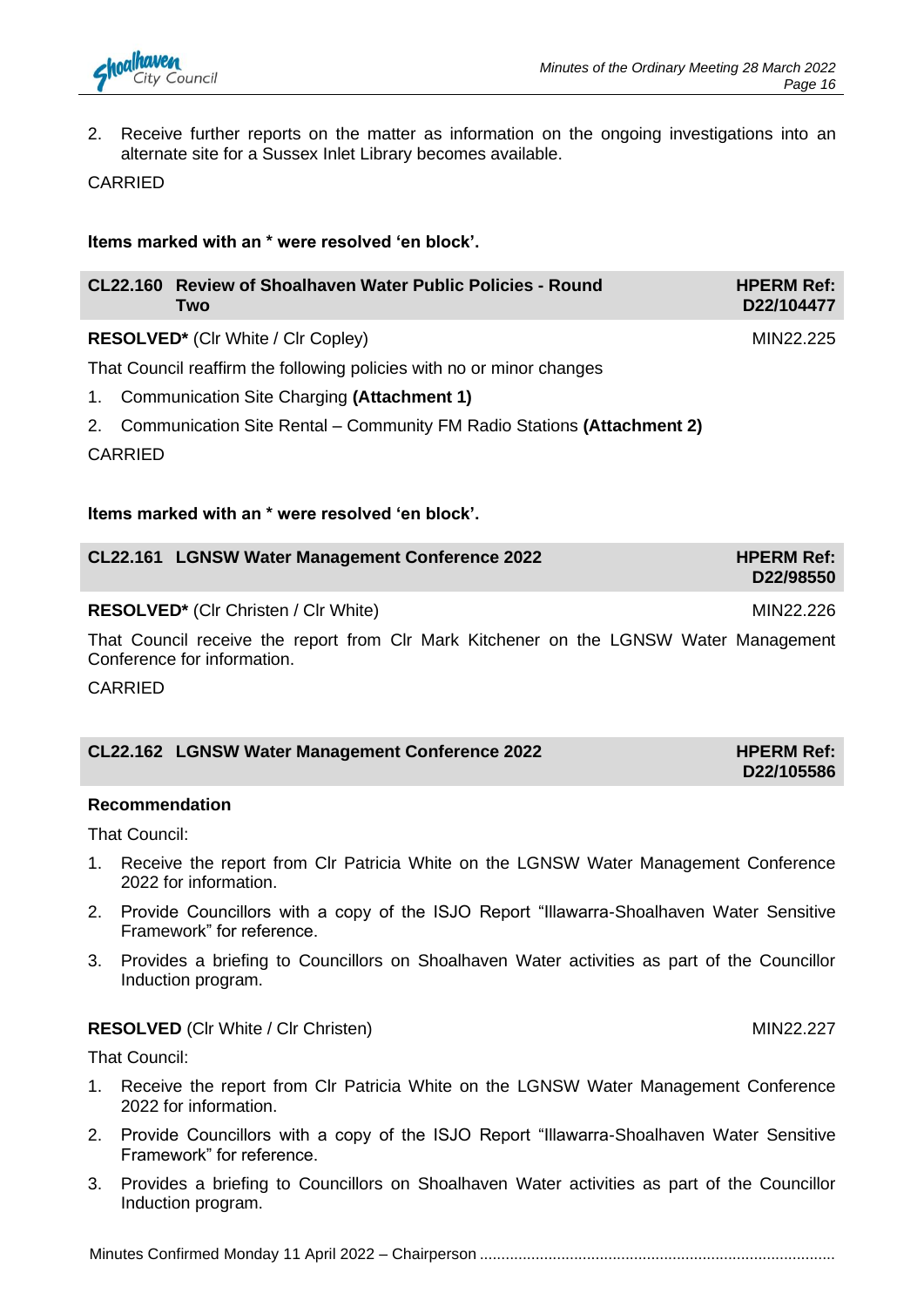2. Receive further reports on the matter as information on the ongoing investigations into an alternate site for a Sussex Inlet Library becomes available.

CARRIED

**Items marked with an * were resolved 'en block'.**

| **CL22.160 Review of Shoalhaven Water Public Policies - Round Two** | **HPERM Ref: D22/104477** |
|---|---|

**RESOLVED*** (Clr White / Clr Copley) MIN22.225

That Council reaffirm the following policies with no or minor changes

1. Communication Site Charging **(Attachment 1)**
2. Communication Site Rental – Community FM Radio Stations **(Attachment 2)**

CARRIED

**Items marked with an * were resolved 'en block'.**

| **CL22.161 LGNSW Water Management Conference 2022** | **HPERM Ref: D22/98550** |
|---|---|

**RESOLVED*** (Clr Christen / Clr White) MIN22.226

That Council receive the report from Clr Mark Kitchener on the LGNSW Water Management Conference for information.

CARRIED

| **CL22.162 LGNSW Water Management Conference 2022** | **HPERM Ref: D22/105586** |
|---|---|

**Recommendation**

That Council:

1. Receive the report from Clr Patricia White on the LGNSW Water Management Conference 2022 for information.
2. Provide Councillors with a copy of the ISJO Report "Illawarra-Shoalhaven Water Sensitive Framework" for reference.
3. Provides a briefing to Councillors on Shoalhaven Water activities as part of the Councillor Induction program.

**RESOLVED** (Clr White / Clr Christen) MIN22.227

That Council:

1. Receive the report from Clr Patricia White on the LGNSW Water Management Conference 2022 for information.
2. Provide Councillors with a copy of the ISJO Report "Illawarra-Shoalhaven Water Sensitive Framework" for reference.
3. Provides a briefing to Councillors on Shoalhaven Water activities as part of the Councillor Induction program.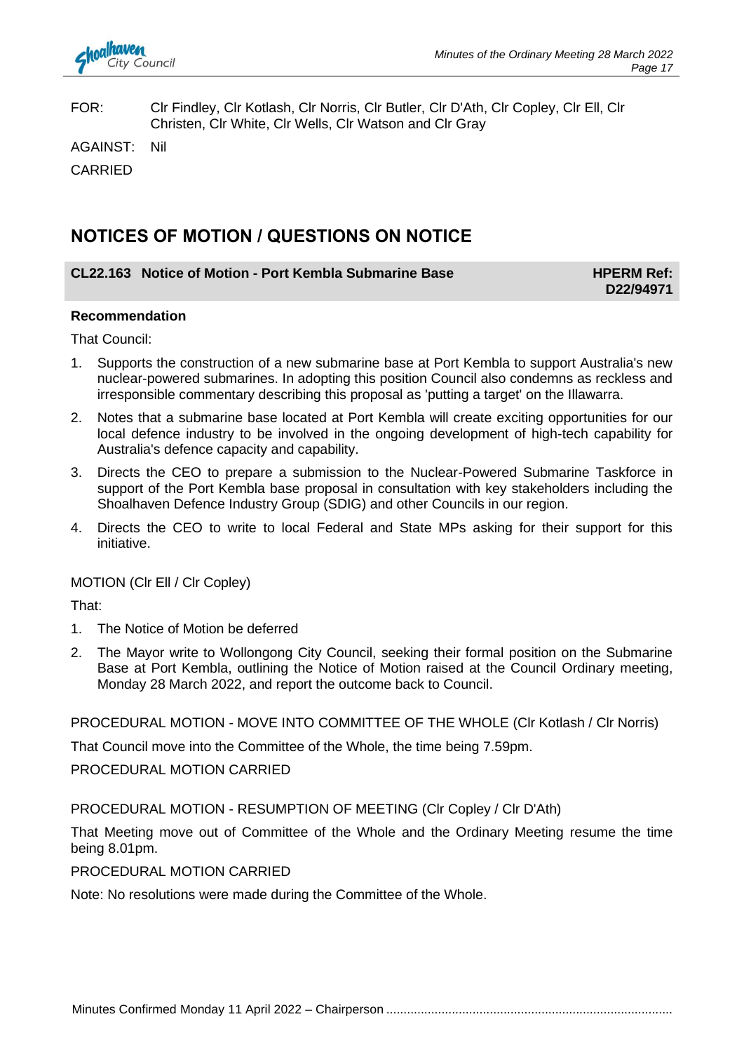FOR: Clr Findley, Clr Kotlash, Clr Norris, Clr Butler, Clr D'Ath, Clr Copley, Clr Ell, Clr Christen, Clr White, Clr Wells, Clr Watson and Clr Gray

AGAINST: Nil

CARRIED

## NOTICES OF MOTION / QUESTIONS ON NOTICE

### CL22.163 Notice of Motion - Port Kembla Submarine Base — HPERM Ref: D22/94971

**Recommendation**

That Council:

1. Supports the construction of a new submarine base at Port Kembla to support Australia's new nuclear-powered submarines. In adopting this position Council also condemns as reckless and irresponsible commentary describing this proposal as 'putting a target' on the Illawarra.
2. Notes that a submarine base located at Port Kembla will create exciting opportunities for our local defence industry to be involved in the ongoing development of high-tech capability for Australia's defence capacity and capability.
3. Directs the CEO to prepare a submission to the Nuclear-Powered Submarine Taskforce in support of the Port Kembla base proposal in consultation with key stakeholders including the Shoalhaven Defence Industry Group (SDIG) and other Councils in our region.
4. Directs the CEO to write to local Federal and State MPs asking for their support for this initiative.

MOTION (Clr Ell / Clr Copley)

That:

1. The Notice of Motion be deferred
2. The Mayor write to Wollongong City Council, seeking their formal position on the Submarine Base at Port Kembla, outlining the Notice of Motion raised at the Council Ordinary meeting, Monday 28 March 2022, and report the outcome back to Council.

PROCEDURAL MOTION - MOVE INTO COMMITTEE OF THE WHOLE (Clr Kotlash / Clr Norris)

That Council move into the Committee of the Whole, the time being 7.59pm.

PROCEDURAL MOTION CARRIED

PROCEDURAL MOTION - RESUMPTION OF MEETING (Clr Copley / Clr D'Ath)

That Meeting move out of Committee of the Whole and the Ordinary Meeting resume the time being 8.01pm.

PROCEDURAL MOTION CARRIED

Note: No resolutions were made during the Committee of the Whole.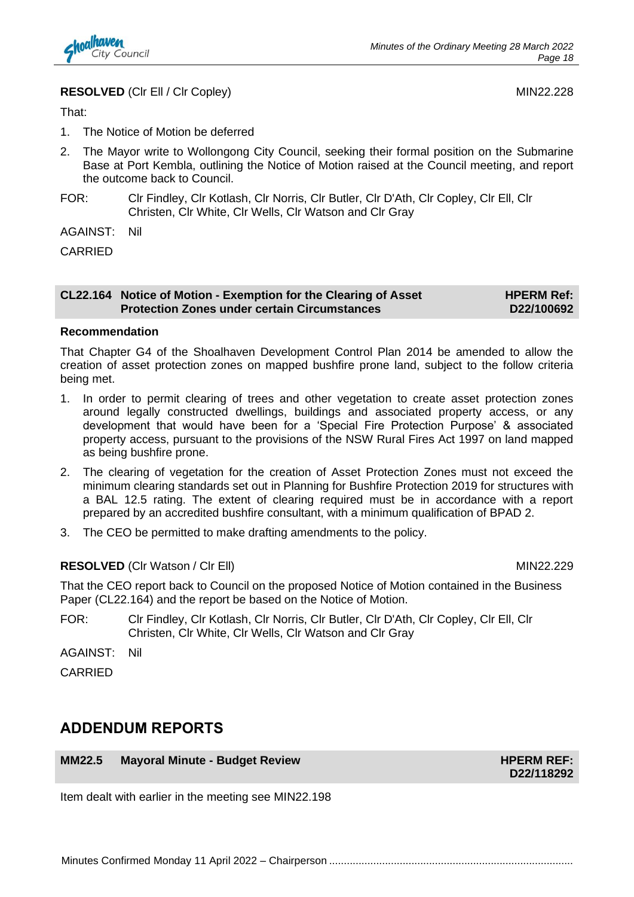**RESOLVED** (Clr Ell / Clr Copley) MIN22.228

That:

1. The Notice of Motion be deferred
2. The Mayor write to Wollongong City Council, seeking their formal position on the Submarine Base at Port Kembla, outlining the Notice of Motion raised at the Council meeting, and report the outcome back to Council.

FOR: Clr Findley, Clr Kotlash, Clr Norris, Clr Butler, Clr D'Ath, Clr Copley, Clr Ell, Clr Christen, Clr White, Clr Wells, Clr Watson and Clr Gray

AGAINST: Nil

CARRIED

## CL22.164 Notice of Motion - Exemption for the Clearing of Asset Protection Zones under certain Circumstances

**HPERM Ref: D22/100692**

**Recommendation**

That Chapter G4 of the Shoalhaven Development Control Plan 2014 be amended to allow the creation of asset protection zones on mapped bushfire prone land, subject to the follow criteria being met.

1. In order to permit clearing of trees and other vegetation to create asset protection zones around legally constructed dwellings, buildings and associated property access, or any development that would have been for a 'Special Fire Protection Purpose' & associated property access, pursuant to the provisions of the NSW Rural Fires Act 1997 on land mapped as being bushfire prone.
2. The clearing of vegetation for the creation of Asset Protection Zones must not exceed the minimum clearing standards set out in Planning for Bushfire Protection 2019 for structures with a BAL 12.5 rating. The extent of clearing required must be in accordance with a report prepared by an accredited bushfire consultant, with a minimum qualification of BPAD 2.
3. The CEO be permitted to make drafting amendments to the policy.

**RESOLVED** (Clr Watson / Clr Ell) MIN22.229

That the CEO report back to Council on the proposed Notice of Motion contained in the Business Paper (CL22.164) and the report be based on the Notice of Motion.

FOR: Clr Findley, Clr Kotlash, Clr Norris, Clr Butler, Clr D'Ath, Clr Copley, Clr Ell, Clr Christen, Clr White, Clr Wells, Clr Watson and Clr Gray

AGAINST: Nil

CARRIED

# ADDENDUM REPORTS

## MM22.5 Mayoral Minute - Budget Review

**HPERM REF: D22/118292**

Item dealt with earlier in the meeting see MIN22.198

Minutes Confirmed Monday 11 April 2022 – Chairperson ..................................................................................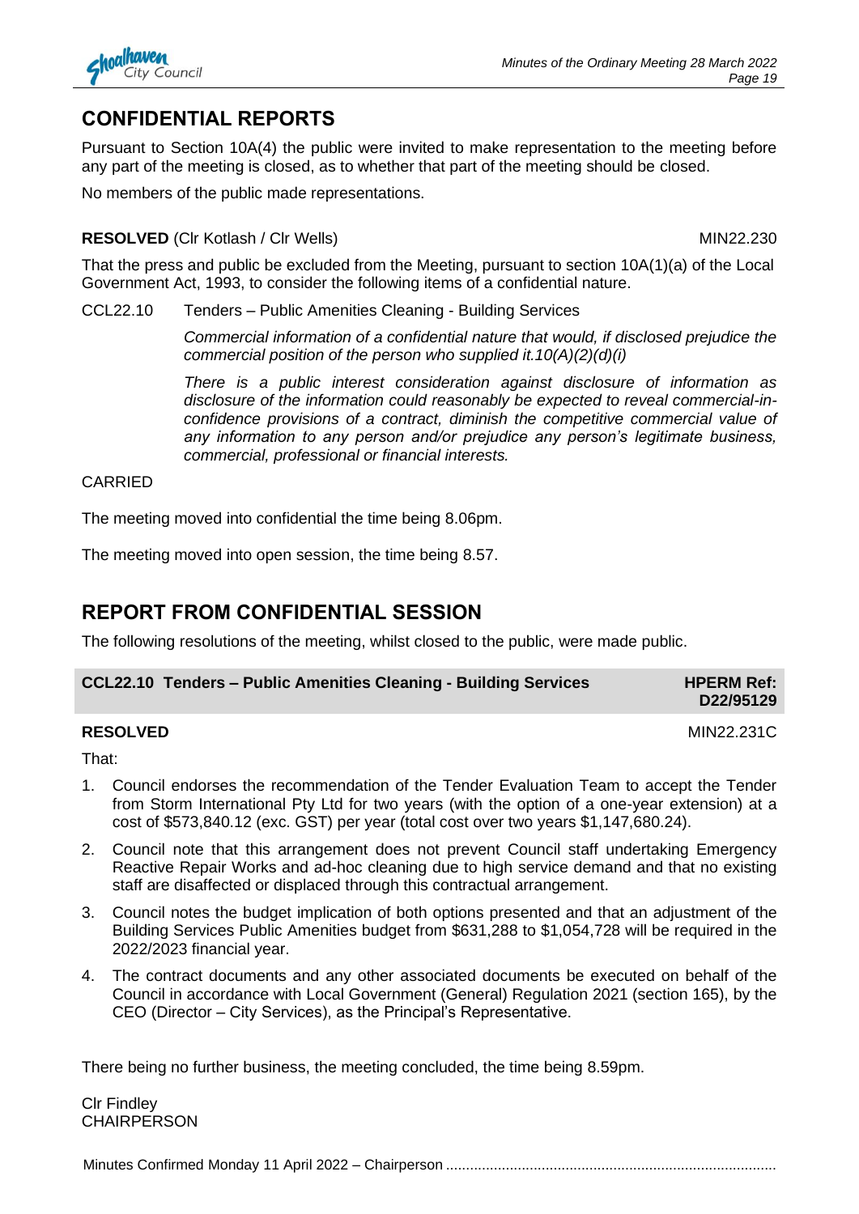## CONFIDENTIAL REPORTS

Pursuant to Section 10A(4) the public were invited to make representation to the meeting before any part of the meeting is closed, as to whether that part of the meeting should be closed.

No members of the public made representations.

**RESOLVED** (Clr Kotlash / Clr Wells) MIN22.230

That the press and public be excluded from the Meeting, pursuant to section 10A(1)(a) of the Local Government Act, 1993, to consider the following items of a confidential nature.

CCL22.10 Tenders – Public Amenities Cleaning - Building Services

*Commercial information of a confidential nature that would, if disclosed prejudice the commercial position of the person who supplied it.10(A)(2)(d)(i)*

*There is a public interest consideration against disclosure of information as disclosure of the information could reasonably be expected to reveal commercial-in-confidence provisions of a contract, diminish the competitive commercial value of any information to any person and/or prejudice any person's legitimate business, commercial, professional or financial interests.*

CARRIED

The meeting moved into confidential the time being 8.06pm.

The meeting moved into open session, the time being 8.57.

## REPORT FROM CONFIDENTIAL SESSION

The following resolutions of the meeting, whilst closed to the public, were made public.

**CCL22.10 Tenders – Public Amenities Cleaning - Building Services** **HPERM Ref: D22/95129**

**RESOLVED** MIN22.231C

That:

1. Council endorses the recommendation of the Tender Evaluation Team to accept the Tender from Storm International Pty Ltd for two years (with the option of a one-year extension) at a cost of $573,840.12 (exc. GST) per year (total cost over two years $1,147,680.24).
2. Council note that this arrangement does not prevent Council staff undertaking Emergency Reactive Repair Works and ad-hoc cleaning due to high service demand and that no existing staff are disaffected or displaced through this contractual arrangement.
3. Council notes the budget implication of both options presented and that an adjustment of the Building Services Public Amenities budget from $631,288 to $1,054,728 will be required in the 2022/2023 financial year.
4. The contract documents and any other associated documents be executed on behalf of the Council in accordance with Local Government (General) Regulation 2021 (section 165), by the CEO (Director – City Services), as the Principal's Representative.

There being no further business, the meeting concluded, the time being 8.59pm.

Clr Findley
CHAIRPERSON

Minutes Confirmed Monday 11 April 2022 – Chairperson ..................................................................................